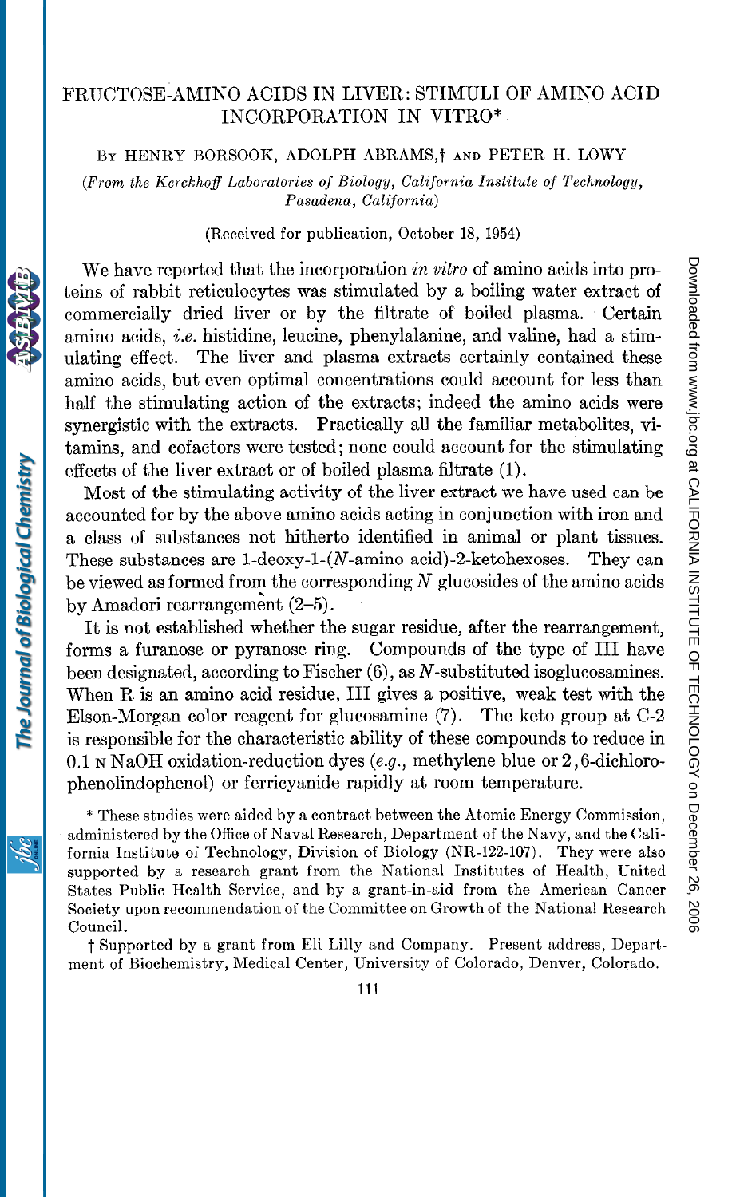# FRUCTOSE-AMINO ACIDS IN LIVER: STIMULI OF AMINO ACID INCORPORATION IN VITRO*

By HENRY BORSOOK, ADOLPH ABRAMS,† and PETER H. LOWY

*(From the Kerckhoff Laboratories of Biology, California Institute of Technology, Pasadena, California)*

(Received for publication, October 18, 1954)

We have reported that the incorporation *in vitro* of amino acids into proteins of rabbit reticulocytes was stimulated by a boiling water extract of commercially dried liver or by the filtrate of boiled plasma. Certain amino acids, *i.e.* histidine, leucine, phenylalanine, and valine, had a stimulating effect. The liver and plasma extracts certainly contained these amino acids, but even optimal concentrations could account for less than half the stimulating action of the extracts; indeed the amino acids were synergistic with the extracts. Practically all the familiar metabolites, vitamins, and cofactors were tested; none could account for the stimulating effects of the liver extract or of boiled plasma filtrate (1).

Most of the stimulating activity of the liver extract we have used can be accounted for by the above amino acids acting in conjunction with iron and a class of substances not hitherto identified in animal or plant tissues. These substances are 1-deoxy-1-(*N*-amino acid)-2-ketohexoses. They can be viewed as formed from the corresponding *N*-glucosides of the amino acids by Amadori rearrangement (2–5).

It is not established whether the sugar residue, after the rearrangement, forms a furanose or pyranose ring. Compounds of the type of III have been designated, according to Fischer (6), as *N*-substituted isoglucosamines. When R is an amino acid residue, III gives a positive, weak test with the Elson-Morgan color reagent for glucosamine (7). The keto group at C-2 is responsible for the characteristic ability of these compounds to reduce in 0.1 N NaOH oxidation-reduction dyes (*e.g.*, methylene blue or 2,6-dichlorophenolindophenol) or ferricyanide rapidly at room temperature.

\* These studies were aided by a contract between the Atomic Energy Commission, administered by the Office of Naval Research, Department of the Navy, and the California Institute of Technology, Division of Biology (NR-122-107). They were also supported by a research grant from the National Institutes of Health, United States Public Health Service, and by a grant-in-aid from the American Cancer Society upon recommendation of the Committee on Growth of the National Research Council.

† Supported by a grant from Eli Lilly and Company. Present address, Department of Biochemistry, Medical Center, University of Colorado, Denver, Colorado.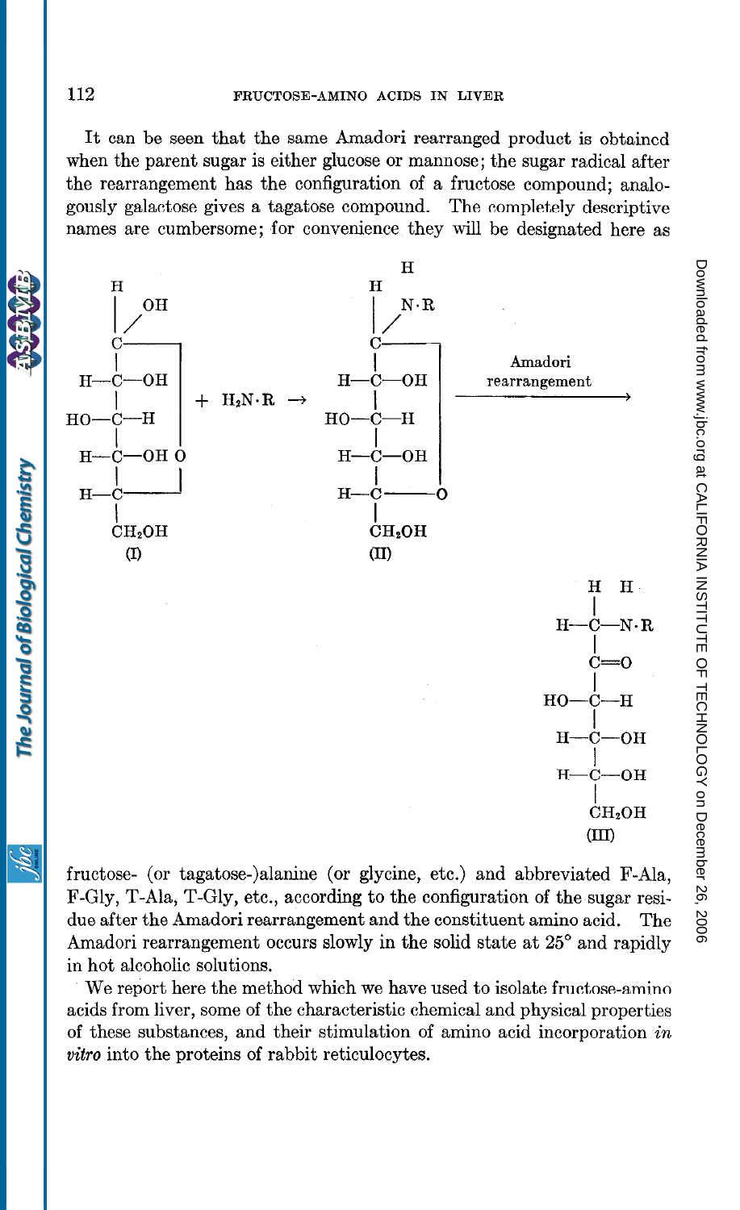It can be seen that the same Amadori rearranged product is obtained when the parent sugar is either glucose or mannose; the sugar radical after the rearrangement has the configuration of a fructose compound; analogously galactose gives a tagatose compound. The completely descriptive names are cumbersome; for convenience they will be designated here as

```
     H                               H
     |  OH                           H
     | /                             |  N·R
     C--------                       | /
     |       |                       C--------
  H--C--OH   |     + H2N·R  →        |       |          Amadori
     |       |                    H--C--OH   |        rearrangement
 HO--C--H    |                       |       |       ---------------->
     |       |                   HO--C--H    |
  H--C--OH   O                       |       |
     |       |                    H--C--OH   |
  H--C--------                       |       |
     |                            H--C-------O
    CH2OH                            |
     (I)                            CH2OH
                                     (II)

                                                              H   H
                                                              |
                                                           H--C--N·R
                                                              |
                                                              C==O
                                                              |
                                                          HO--C--H
                                                              |
                                                           H--C--OH
                                                              |
                                                           H--C--OH
                                                              |
                                                             CH2OH
                                                             (III)
```

fructose- (or tagatose-)alanine (or glycine, etc.) and abbreviated F-Ala, F-Gly, T-Ala, T-Gly, etc., according to the configuration of the sugar residue after the Amadori rearrangement and the constituent amino acid. The Amadori rearrangement occurs slowly in the solid state at 25° and rapidly in hot alcoholic solutions.

We report here the method which we have used to isolate fructose-amino acids from liver, some of the characteristic chemical and physical properties of these substances, and their stimulation of amino acid incorporation *in vitro* into the proteins of rabbit reticulocytes.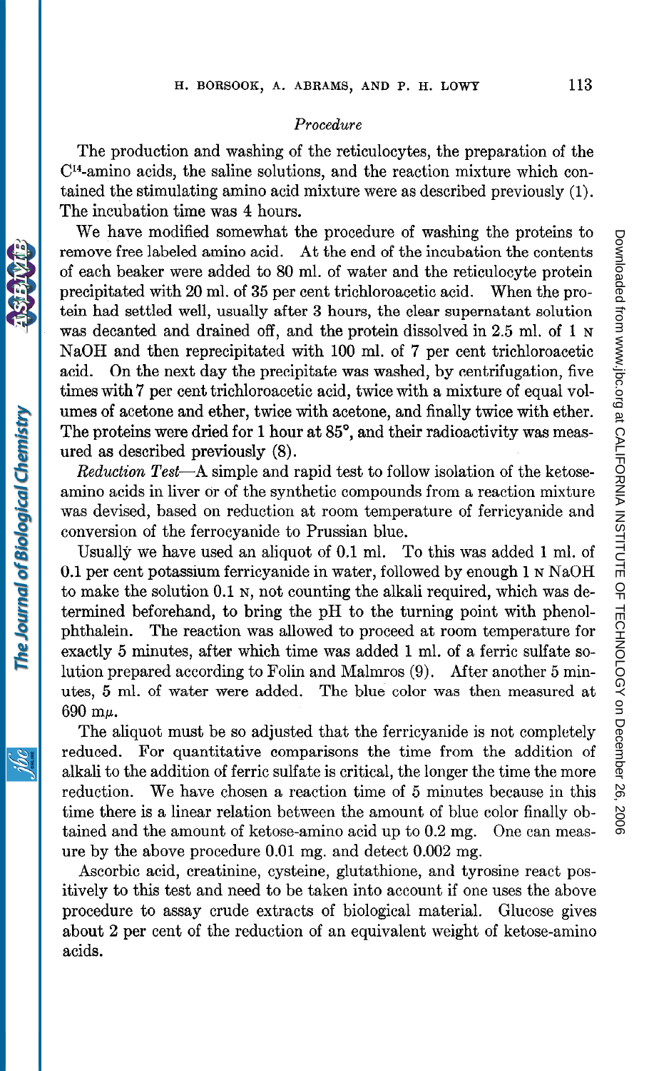### *Procedure*

The production and washing of the reticulocytes, the preparation of the $C^{14}$-amino acids, the saline solutions, and the reaction mixture which contained the stimulating amino acid mixture were as described previously (1). The incubation time was 4 hours.

We have modified somewhat the procedure of washing the proteins to remove free labeled amino acid. At the end of the incubation the contents of each beaker were added to 80 ml. of water and the reticulocyte protein precipitated with 20 ml. of 35 per cent trichloroacetic acid. When the protein had settled well, usually after 3 hours, the clear supernatant solution was decanted and drained off, and the protein dissolved in 2.5 ml. of 1 N NaOH and then reprecipitated with 100 ml. of 7 per cent trichloroacetic acid. On the next day the precipitate was washed, by centrifugation, five times with 7 per cent trichloroacetic acid, twice with a mixture of equal volumes of acetone and ether, twice with acetone, and finally twice with ether. The proteins were dried for 1 hour at 85°, and their radioactivity was measured as described previously (8).

*Reduction Test*—A simple and rapid test to follow isolation of the ketose-amino acids in liver or of the synthetic compounds from a reaction mixture was devised, based on reduction at room temperature of ferricyanide and conversion of the ferrocyanide to Prussian blue.

Usually we have used an aliquot of 0.1 ml. To this was added 1 ml. of 0.1 per cent potassium ferricyanide in water, followed by enough 1 N NaOH to make the solution 0.1 N, not counting the alkali required, which was determined beforehand, to bring the pH to the turning point with phenolphthalein. The reaction was allowed to proceed at room temperature for exactly 5 minutes, after which time was added 1 ml. of a ferric sulfate solution prepared according to Folin and Malmros (9). After another 5 minutes, 5 ml. of water were added. The blue color was then measured at 690 mμ.

The aliquot must be so adjusted that the ferricyanide is not completely reduced. For quantitative comparisons the time from the addition of alkali to the addition of ferric sulfate is critical, the longer the time the more reduction. We have chosen a reaction time of 5 minutes because in this time there is a linear relation between the amount of blue color finally obtained and the amount of ketose-amino acid up to 0.2 mg. One can measure by the above procedure 0.01 mg. and detect 0.002 mg.

Ascorbic acid, creatinine, cysteine, glutathione, and tyrosine react positively to this test and need to be taken into account if one uses the above procedure to assay crude extracts of biological material. Glucose gives about 2 per cent of the reduction of an equivalent weight of ketose-amino acids.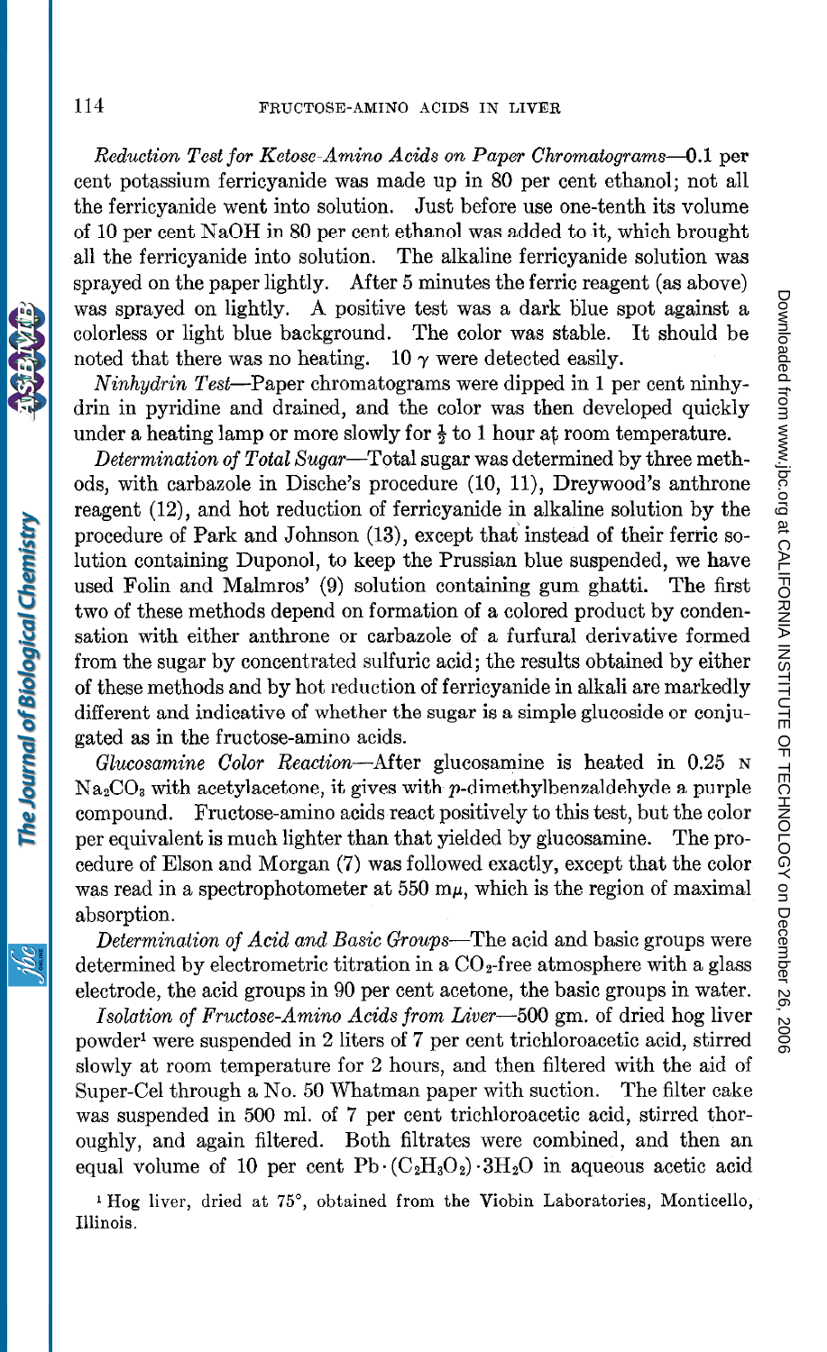*Reduction Test for Ketose-Amino Acids on Paper Chromatograms*—0.1 per cent potassium ferricyanide was made up in 80 per cent ethanol; not all the ferricyanide went into solution. Just before use one-tenth its volume of 10 per cent NaOH in 80 per cent ethanol was added to it, which brought all the ferricyanide into solution. The alkaline ferricyanide solution was sprayed on the paper lightly. After 5 minutes the ferric reagent (as above) was sprayed on lightly. A positive test was a dark blue spot against a colorless or light blue background. The color was stable. It should be noted that there was no heating. 10 $\gamma$ were detected easily.

*Ninhydrin Test*—Paper chromatograms were dipped in 1 per cent ninhydrin in pyridine and drained, and the color was then developed quickly under a heating lamp or more slowly for $\frac{1}{2}$ to 1 hour at room temperature.

*Determination of Total Sugar*—Total sugar was determined by three methods, with carbazole in Dische's procedure (10, 11), Dreywood's anthrone reagent (12), and hot reduction of ferricyanide in alkaline solution by the procedure of Park and Johnson (13), except that instead of their ferric solution containing Duponol, to keep the Prussian blue suspended, we have used Folin and Malmros' (9) solution containing gum ghatti. The first two of these methods depend on formation of a colored product by condensation with either anthrone or carbazole of a furfural derivative formed from the sugar by concentrated sulfuric acid; the results obtained by either of these methods and by hot reduction of ferricyanide in alkali are markedly different and indicative of whether the sugar is a simple glucoside or conjugated as in the fructose-amino acids.

*Glucosamine Color Reaction*—After glucosamine is heated in 0.25 N $Na_2CO_3$ with acetylacetone, it gives with *p*-dimethylbenzaldehyde a purple compound. Fructose-amino acids react positively to this test, but the color per equivalent is much lighter than that yielded by glucosamine. The procedure of Elson and Morgan (7) was followed exactly, except that the color was read in a spectrophotometer at 550 m$\mu$, which is the region of maximal absorption.

*Determination of Acid and Basic Groups*—The acid and basic groups were determined by electrometric titration in a $CO_2$-free atmosphere with a glass electrode, the acid groups in 90 per cent acetone, the basic groups in water.

*Isolation of Fructose-Amino Acids from Liver*—500 gm. of dried hog liver powder[1] were suspended in 2 liters of 7 per cent trichloroacetic acid, stirred slowly at room temperature for 2 hours, and then filtered with the aid of Super-Cel through a No. 50 Whatman paper with suction. The filter cake was suspended in 500 ml. of 7 per cent trichloroacetic acid, stirred thoroughly, and again filtered. Both filtrates were combined, and then an equal volume of 10 per cent $Pb \cdot (C_2H_3O_2) \cdot 3H_2O$ in aqueous acetic acid

[1] Hog liver, dried at 75°, obtained from the Viobin Laboratories, Monticello, Illinois.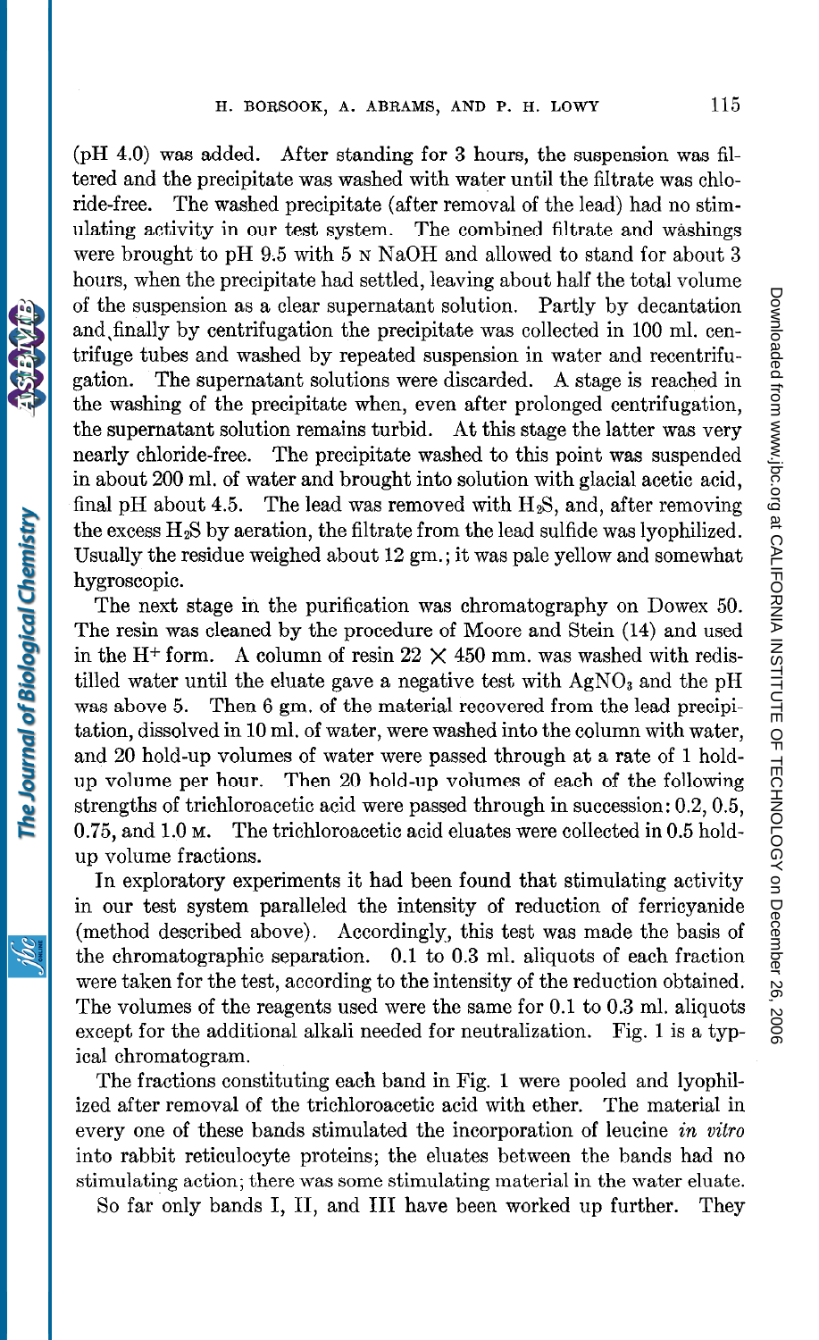(pH 4.0) was added. After standing for 3 hours, the suspension was filtered and the precipitate was washed with water until the filtrate was chloride-free. The washed precipitate (after removal of the lead) had no stimulating activity in our test system. The combined filtrate and washings were brought to pH 9.5 with 5 N NaOH and allowed to stand for about 3 hours, when the precipitate had settled, leaving about half the total volume of the suspension as a clear supernatant solution. Partly by decantation and finally by centrifugation the precipitate was collected in 100 ml. centrifuge tubes and washed by repeated suspension in water and recentrifugation. The supernatant solutions were discarded. A stage is reached in the washing of the precipitate when, even after prolonged centrifugation, the supernatant solution remains turbid. At this stage the latter was very nearly chloride-free. The precipitate washed to this point was suspended in about 200 ml. of water and brought into solution with glacial acetic acid, final pH about 4.5. The lead was removed with $H_2S$, and, after removing the excess $H_2S$ by aeration, the filtrate from the lead sulfide was lyophilized. Usually the residue weighed about 12 gm.; it was pale yellow and somewhat hygroscopic.

The next stage in the purification was chromatography on Dowex 50. The resin was cleaned by the procedure of Moore and Stein (14) and used in the $H^+$ form. A column of resin $22 \times 450$ mm. was washed with redistilled water until the eluate gave a negative test with $AgNO_3$ and the pH was above 5. Then 6 gm. of the material recovered from the lead precipitation, dissolved in 10 ml. of water, were washed into the column with water, and 20 hold-up volumes of water were passed through at a rate of 1 hold-up volume per hour. Then 20 hold-up volumes of each of the following strengths of trichloroacetic acid were passed through in succession: 0.2, 0.5, 0.75, and 1.0 M. The trichloroacetic acid eluates were collected in 0.5 hold-up volume fractions.

In exploratory experiments it had been found that stimulating activity in our test system paralleled the intensity of reduction of ferricyanide (method described above). Accordingly, this test was made the basis of the chromatographic separation. 0.1 to 0.3 ml. aliquots of each fraction were taken for the test, according to the intensity of the reduction obtained. The volumes of the reagents used were the same for 0.1 to 0.3 ml. aliquots except for the additional alkali needed for neutralization. Fig. 1 is a typical chromatogram.

The fractions constituting each band in Fig. 1 were pooled and lyophilized after removal of the trichloroacetic acid with ether. The material in every one of these bands stimulated the incorporation of leucine *in vitro* into rabbit reticulocyte proteins; the eluates between the bands had no stimulating action; there was some stimulating material in the water eluate.

So far only bands I, II, and III have been worked up further. They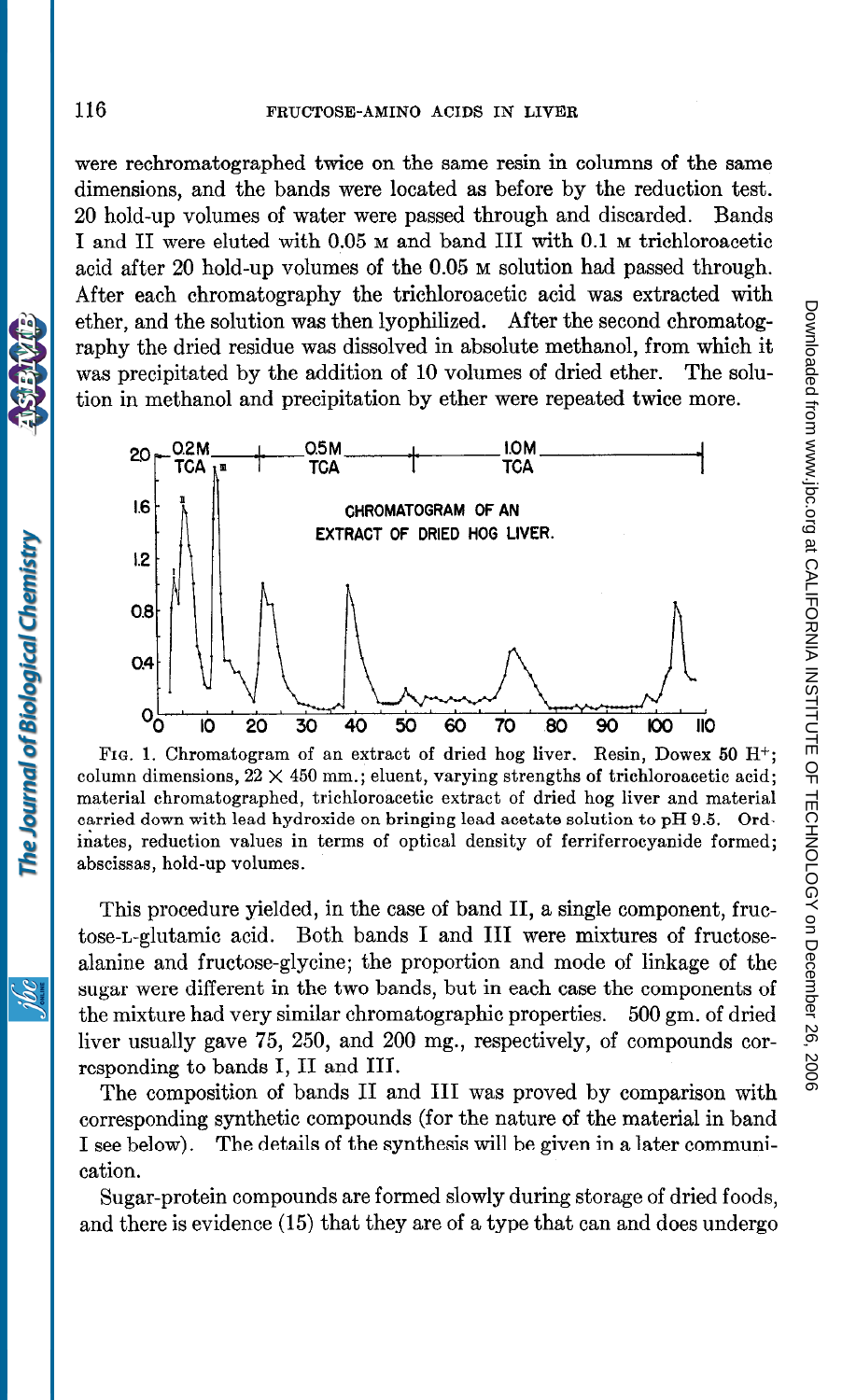were rechromatographed twice on the same resin in columns of the same dimensions, and the bands were located as before by the reduction test. 20 hold-up volumes of water were passed through and discarded. Bands I and II were eluted with 0.05 M and band III with 0.1 M trichloroacetic acid after 20 hold-up volumes of the 0.05 M solution had passed through. After each chromatography the trichloroacetic acid was extracted with ether, and the solution was then lyophilized. After the second chromatography the dried residue was dissolved in absolute methanol, from which it was precipitated by the addition of 10 volumes of dried ether. The solution in methanol and precipitation by ether were repeated twice more.

Fig. 1. Chromatogram of an extract of dried hog liver. Resin, Dowex 50 $H^+$; column dimensions, 22 × 450 mm.; eluent, varying strengths of trichloroacetic acid; material chromatographed, trichloroacetic extract of dried hog liver and material carried down with lead hydroxide on bringing lead acetate solution to pH 9.5. Ordinates, reduction values in terms of optical density of ferriferrocyanide formed; abscissas, hold-up volumes.

This procedure yielded, in the case of band II, a single component, fructose-L-glutamic acid. Both bands I and III were mixtures of fructose-alanine and fructose-glycine; the proportion and mode of linkage of the sugar were different in the two bands, but in each case the components of the mixture had very similar chromatographic properties. 500 gm. of dried liver usually gave 75, 250, and 200 mg., respectively, of compounds corresponding to bands I, II and III.

The composition of bands II and III was proved by comparison with corresponding synthetic compounds (for the nature of the material in band I see below). The details of the synthesis will be given in a later communication.

Sugar-protein compounds are formed slowly during storage of dried foods, and there is evidence (15) that they are of a type that can and does undergo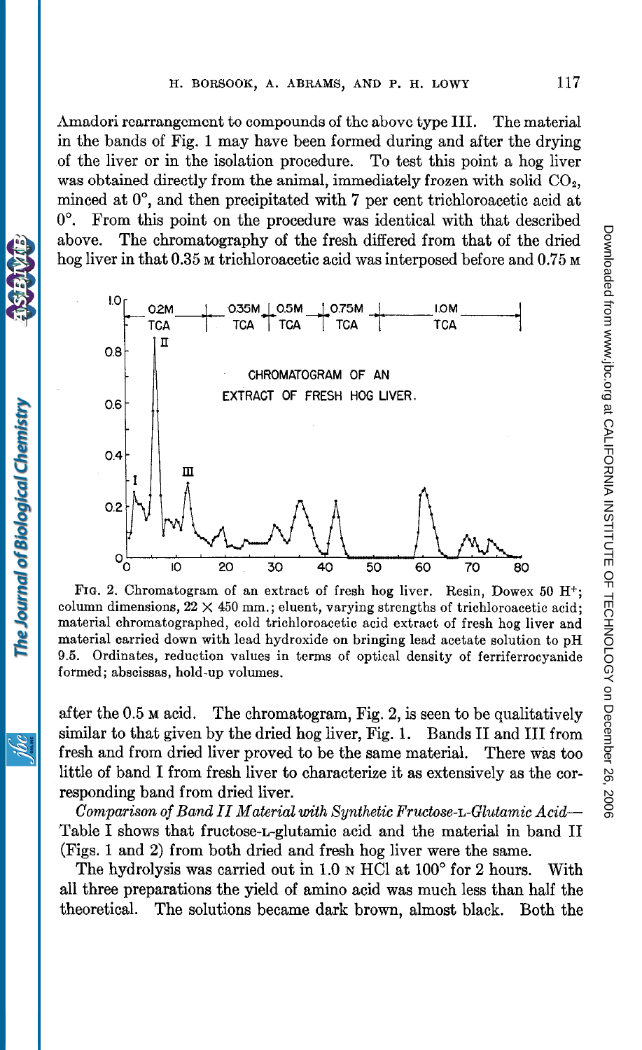Amadori rearrangement to compounds of the above type III. The material in the bands of Fig. 1 may have been formed during and after the drying of the liver or in the isolation procedure. To test this point a hog liver was obtained directly from the animal, immediately frozen with solid $CO_2$, minced at 0°, and then precipitated with 7 per cent trichloroacetic acid at 0°. From this point on the procedure was identical with that described above. The chromatography of the fresh differed from that of the dried hog liver in that 0.35 M trichloroacetic acid was interposed before and 0.75 M after the 0.5 M acid. The chromatogram, Fig. 2, is seen to be qualitatively similar to that given by the dried hog liver, Fig. 1. Bands II and III from fresh and from dried liver proved to be the same material. There was too little of band I from fresh liver to characterize it as extensively as the corresponding band from dried liver.

FIG. 2. Chromatogram of an extract of fresh hog liver. Resin, Dowex 50 $H^+$; column dimensions, 22 × 450 mm.; eluent, varying strengths of trichloroacetic acid; material chromatographed, cold trichloroacetic acid extract of fresh hog liver and material carried down with lead hydroxide on bringing lead acetate solution to pH 9.5. Ordinates, reduction values in terms of optical density of ferriferrocyanide formed; abscissas, hold-up volumes.

*Comparison of Band II Material with Synthetic Fructose-L-Glutamic Acid*—Table I shows that fructose-L-glutamic acid and the material in band II (Figs. 1 and 2) from both dried and fresh hog liver were the same.

The hydrolysis was carried out in 1.0 N HCl at 100° for 2 hours. With all three preparations the yield of amino acid was much less than half the theoretical. The solutions became dark brown, almost black. Both the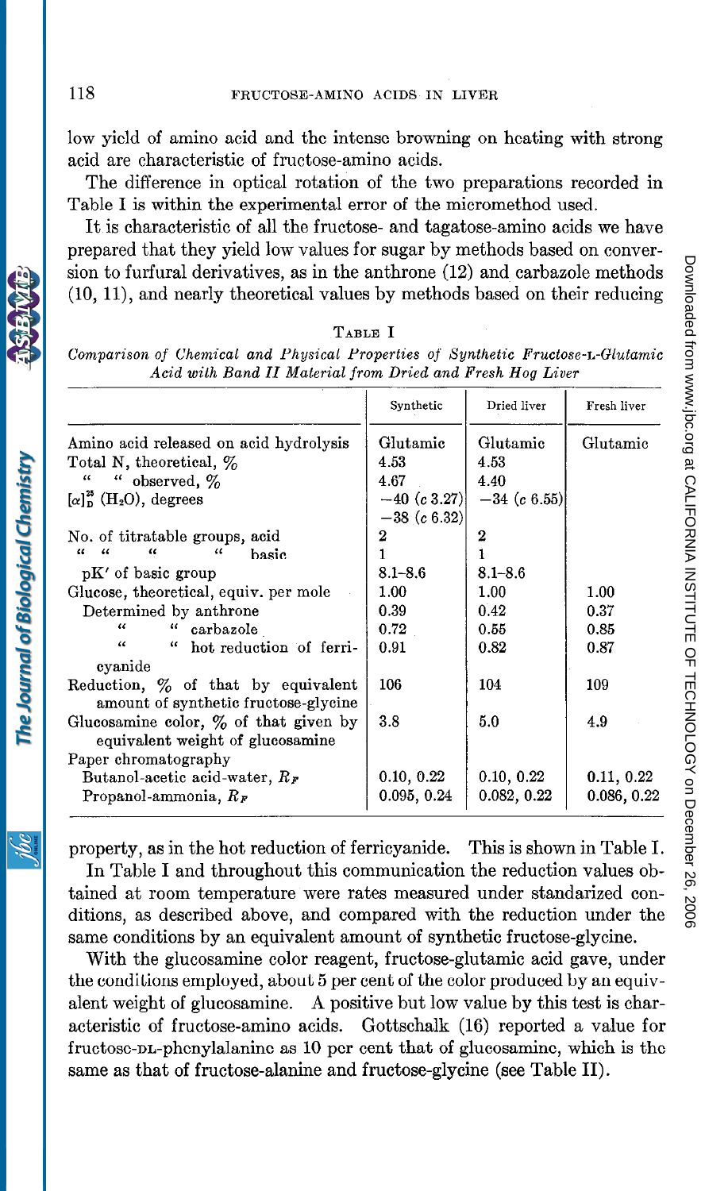low yield of amino acid and the intense browning on heating with strong acid are characteristic of fructose-amino acids.

The difference in optical rotation of the two preparations recorded in Table I is within the experimental error of the micromethod used.

It is characteristic of all the fructose- and tagatose-amino acids we have prepared that they yield low values for sugar by methods based on conversion to furfural derivatives, as in the anthrone (12) and carbazole methods (10, 11), and nearly theoretical values by methods based on their reducing property, as in the hot reduction of ferricyanide. This is shown in Table I.

TABLE I

*Comparison of Chemical and Physical Properties of Synthetic Fructose-L-Glutamic Acid with Band II Material from Dried and Fresh Hog Liver*

| | Synthetic | Dried liver | Fresh liver |
|---|---|---|---|
| Amino acid released on acid hydrolysis | Glutamic | Glutamic | Glutamic |
| Total N, theoretical, % | 4.53 | 4.53 | |
| " " observed, % | 4.67 | 4.40 | |
| $[\alpha]_D^{25}$ ($H_2O$), degrees | −40 (*c* 3.27) −38 (*c* 6.32) | −34 (*c* 6.55) | |
| No. of titratable groups, acid | 2 | 2 | |
| " " " " basic | 1 | 1 | |
| pK′ of basic group | 8.1–8.6 | 8.1–8.6 | |
| Glucose, theoretical, equiv. per mole | 1.00 | 1.00 | 1.00 |
| Determined by anthrone | 0.39 | 0.42 | 0.37 |
| " " carbazole | 0.72 | 0.55 | 0.85 |
| " " hot reduction of ferricyanide | 0.91 | 0.82 | 0.87 |
| Reduction, % of that by equivalent amount of synthetic fructose-glycine | 106 | 104 | 109 |
| Glucosamine color, % of that given by equivalent weight of glucosamine | 3.8 | 5.0 | 4.9 |
| Paper chromatography | | | |
| Butanol-acetic acid-water, $R_F$ | 0.10, 0.22 | 0.10, 0.22 | 0.11, 0.22 |
| Propanol-ammonia, $R_F$ | 0.095, 0.24 | 0.082, 0.22 | 0.086, 0.22 |

In Table I and throughout this communication the reduction values obtained at room temperature were rates measured under standarized conditions, as described above, and compared with the reduction under the same conditions by an equivalent amount of synthetic fructose-glycine.

With the glucosamine color reagent, fructose-glutamic acid gave, under the conditions employed, about 5 per cent of the color produced by an equivalent weight of glucosamine. A positive but low value by this test is characteristic of fructose-amino acids. Gottschalk (16) reported a value for fructose-DL-phenylalanine as 10 per cent that of glucosamine, which is the same as that of fructose-alanine and fructose-glycine (see Table II).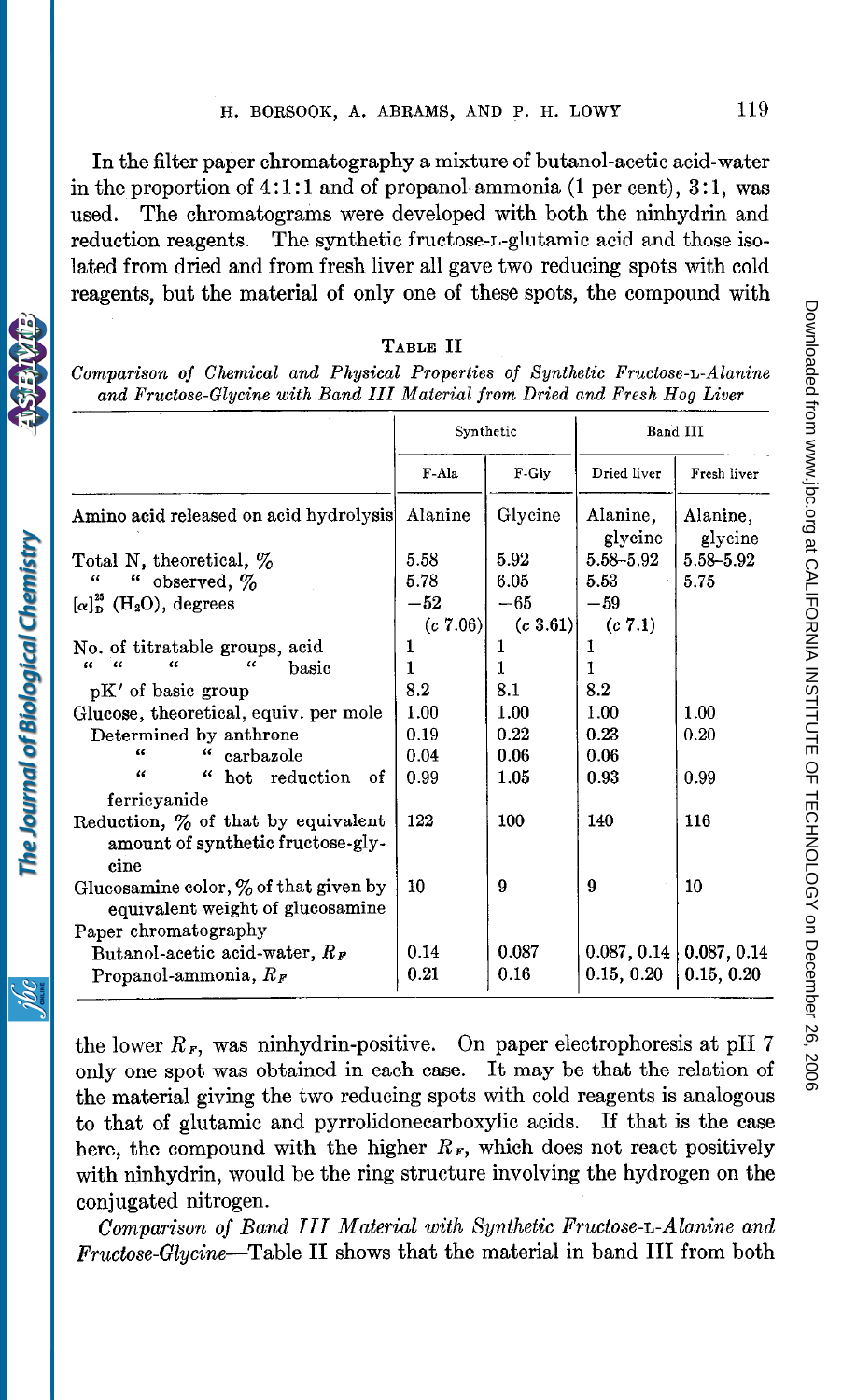In the filter paper chromatography a mixture of butanol-acetic acid-water in the proportion of 4:1:1 and of propanol-ammonia (1 per cent), 3:1, was used. The chromatograms were developed with both the ninhydrin and reduction reagents. The synthetic fructose-L-glutamic acid and those isolated from dried and from fresh liver all gave two reducing spots with cold reagents, but the material of only one of these spots, the compound with the lower $R_F$, was ninhydrin-positive. On paper electrophoresis at pH 7 only one spot was obtained in each case. It may be that the relation of the material giving the two reducing spots with cold reagents is analogous to that of glutamic and pyrrolidonecarboxylic acids. If that is the case here, the compound with the higher $R_F$, which does not react positively with ninhydrin, would be the ring structure involving the hydrogen on the conjugated nitrogen.

TABLE II

*Comparison of Chemical and Physical Properties of Synthetic Fructose-L-Alanine and Fructose-Glycine with Band III Material from Dried and Fresh Hog Liver*

| | Synthetic | | Band III | |
|---|---|---|---|---|
| | F-Ala | F-Gly | Dried liver | Fresh liver |
| Amino acid released on acid hydrolysis | Alanine | Glycine | Alanine, glycine | Alanine, glycine |
| Total N, theoretical, % | 5.58 | 5.92 | 5.58–5.92 | 5.58–5.92 |
| " " observed, % | 5.78 | 6.05 | 5.53 | 5.75 |
| $[\alpha]_D^{25}$ ($H_2O$), degrees | −52 (*c* 7.06) | −65 (*c* 3.61) | −59 (*c* 7.1) | |
| No. of titratable groups, acid | 1 | 1 | 1 | |
| " " " " basic | 1 | 1 | 1 | |
| pK′ of basic group | 8.2 | 8.1 | 8.2 | |
| Glucose, theoretical, equiv. per mole | 1.00 | 1.00 | 1.00 | 1.00 |
| Determined by anthrone | 0.19 | 0.22 | 0.23 | 0.20 |
| " " carbazole | 0.04 | 0.06 | 0.06 | |
| " " hot reduction of ferricyanide | 0.99 | 1.05 | 0.93 | 0.99 |
| Reduction, % of that by equivalent amount of synthetic fructose-glycine | 122 | 100 | 140 | 116 |
| Glucosamine color, % of that given by equivalent weight of glucosamine | 10 | 9 | 9 | 10 |
| Paper chromatography | | | | |
| Butanol-acetic acid-water, $R_F$ | 0.14 | 0.087 | 0.087, 0.14 | 0.087, 0.14 |
| Propanol-ammonia, $R_F$ | 0.21 | 0.16 | 0.15, 0.20 | 0.15, 0.20 |

*Comparison of Band III Material with Synthetic Fructose-L-Alanine and Fructose-Glycine*—Table II shows that the material in band III from both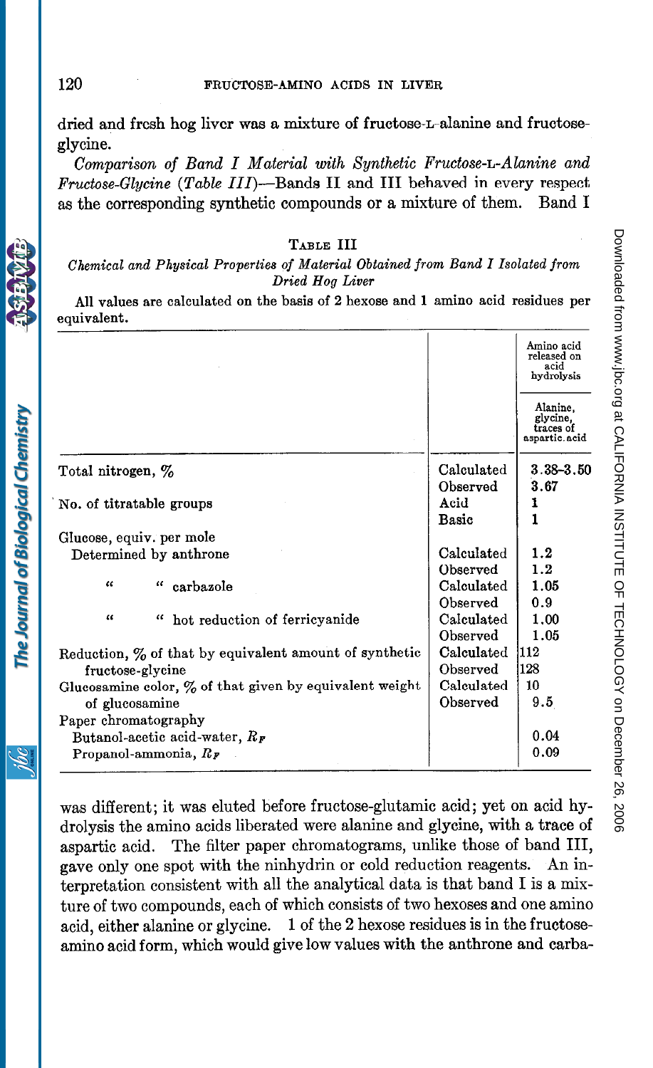dried and fresh hog liver was a mixture of fructose-L-alanine and fructose-glycine.

*Comparison of Band I Material with Synthetic Fructose-L-Alanine and Fructose-Glycine (Table III)*—Bands II and III behaved in every respect as the corresponding synthetic compounds or a mixture of them. Band I

**TABLE III**

*Chemical and Physical Properties of Material Obtained from Band I Isolated from Dried Hog Liver*

All values are calculated on the basis of 2 hexose and 1 amino acid residues per equivalent.

| | | Amino acid released on acid hydrolysis |
|---|---|---|
| | | Alanine, glycine, traces of aspartic acid |
| Total nitrogen, % | Calculated | 3.38–3.50 |
| | Observed | 3.67 |
| No. of titratable groups | Acid | 1 |
| | Basic | 1 |
| Glucose, equiv. per mole | | |
| Determined by anthrone | Calculated | 1.2 |
| | Observed | 1.2 |
| " " carbazole | Calculated | 1.05 |
| | Observed | 0.9 |
| " " hot reduction of ferricyanide | Calculated | 1.00 |
| | Observed | 1.05 |
| Reduction, % of that by equivalent amount of synthetic fructose-glycine | Calculated | 112 |
| | Observed | 128 |
| Glucosamine color, % of that given by equivalent weight of glucosamine | Calculated | 10 |
| | Observed | 9.5 |
| Paper chromatography | | |
| Butanol-acetic acid-water, $R_F$ | | 0.04 |
| Propanol-ammonia, $R_F$ | | 0.09 |

was different; it was eluted before fructose-glutamic acid; yet on acid hydrolysis the amino acids liberated were alanine and glycine, with a trace of aspartic acid. The filter paper chromatograms, unlike those of band III, gave only one spot with the ninhydrin or cold reduction reagents. An interpretation consistent with all the analytical data is that band I is a mixture of two compounds, each of which consists of two hexoses and one amino acid, either alanine or glycine. 1 of the 2 hexose residues is in the fructose-amino acid form, which would give low values with the anthrone and carba-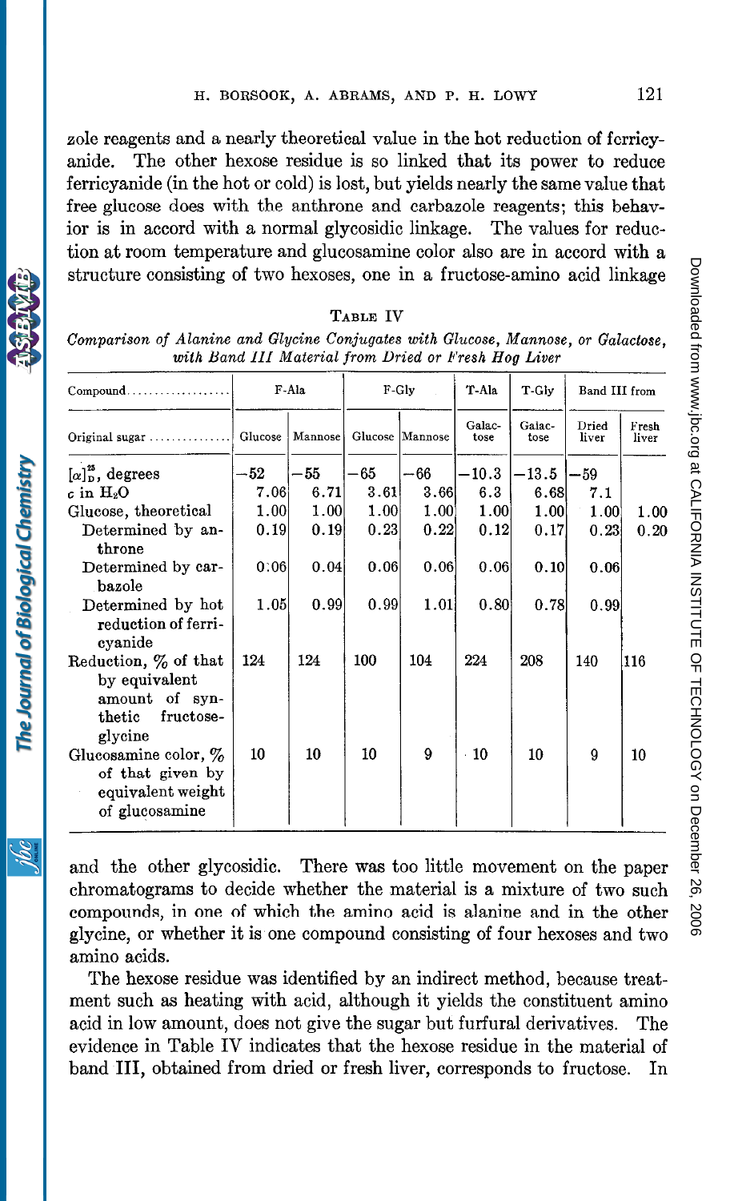zole reagents and a nearly theoretical value in the hot reduction of ferricyanide. The other hexose residue is so linked that its power to reduce ferricyanide (in the hot or cold) is lost, but yields nearly the same value that free glucose does with the anthrone and carbazole reagents; this behavior is in accord with a normal glycosidic linkage. The values for reduction at room temperature and glucosamine color also are in accord with a structure consisting of two hexoses, one in a fructose-amino acid linkage and the other glycosidic. There was too little movement on the paper chromatograms to decide whether the material is a mixture of two such compounds, in one of which the amino acid is alanine and in the other glycine, or whether it is one compound consisting of four hexoses and two amino acids.

TABLE IV

*Comparison of Alanine and Glycine Conjugates with Glucose, Mannose, or Galactose, with Band III Material from Dried or Fresh Hog Liver*

| Compound | F-Ala | | F-Gly | | T-Ala | T-Gly | Band III from | |
|---|---|---|---|---|---|---|---|---|
| Original sugar | Glucose | Mannose | Glucose | Mannose | Galactose | Galactose | Dried liver | Fresh liver |
| $[\alpha]_D^{25}$, degrees | −52 | −55 | −65 | −66 | −10.3 | −13.5 | −59 | |
| $c$ in $H_2O$ | 7.06 | 6.71 | 3.61 | 3.66 | 6.3 | 6.68 | 7.1 | |
| Glucose, theoretical | 1.00 | 1.00 | 1.00 | 1.00 | 1.00 | 1.00 | 1.00 | 1.00 |
| Determined by anthrone | 0.19 | 0.19 | 0.23 | 0.22 | 0.12 | 0.17 | 0.23 | 0.20 |
| Determined by carbazole | 0.06 | 0.04 | 0.06 | 0.06 | 0.06 | 0.10 | 0.06 | |
| Determined by hot reduction of ferricyanide | 1.05 | 0.99 | 0.99 | 1.01 | 0.80 | 0.78 | 0.99 | |
| Reduction, % of that by equivalent amount of synthetic fructose-glycine | 124 | 124 | 100 | 104 | 224 | 208 | 140 | 116 |
| Glucosamine color, % of that given by equivalent weight of glucosamine | 10 | 10 | 10 | 9 | 10 | 10 | 9 | 10 |

The hexose residue was identified by an indirect method, because treatment such as heating with acid, although it yields the constituent amino acid in low amount, does not give the sugar but furfural derivatives. The evidence in Table IV indicates that the hexose residue in the material of band III, obtained from dried or fresh liver, corresponds to fructose. In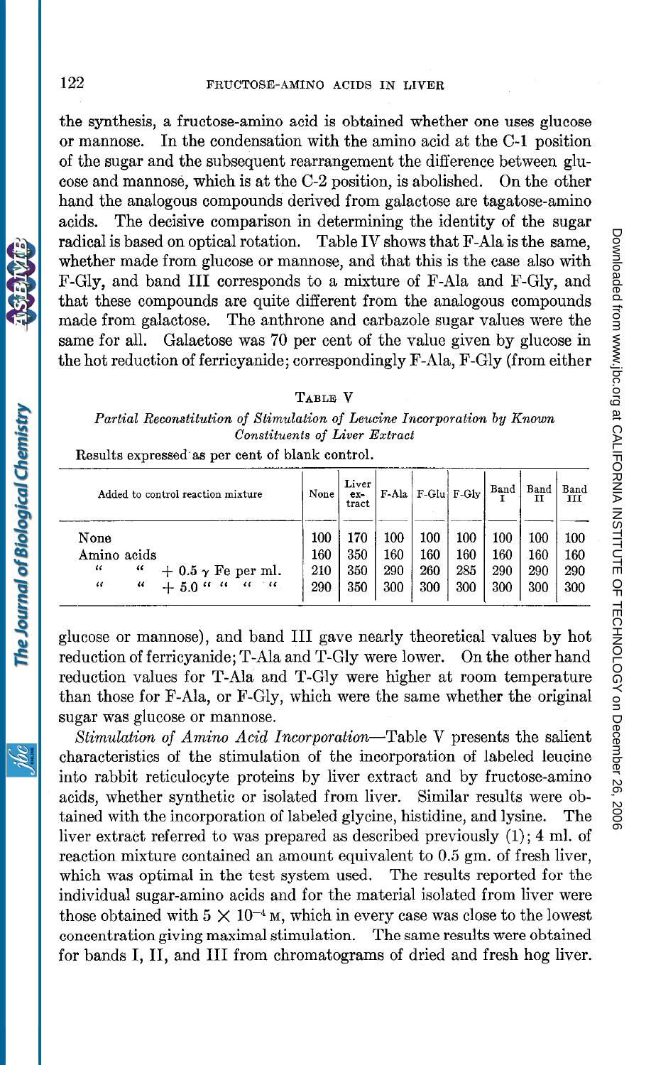the synthesis, a fructose-amino acid is obtained whether one uses glucose or mannose. In the condensation with the amino acid at the C-1 position of the sugar and the subsequent rearrangement the difference between glucose and mannose, which is at the C-2 position, is abolished. On the other hand the analogous compounds derived from galactose are tagatose-amino acids. The decisive comparison in determining the identity of the sugar radical is based on optical rotation. Table IV shows that F-Ala is the same, whether made from glucose or mannose, and that this is the case also with F-Gly, and band III corresponds to a mixture of F-Ala and F-Gly, and that these compounds are quite different from the analogous compounds made from galactose. The anthrone and carbazole sugar values were the same for all. Galactose was 70 per cent of the value given by glucose in the hot reduction of ferricyanide; correspondingly F-Ala, F-Gly (from either glucose or mannose), and band III gave nearly theoretical values by hot reduction of ferricyanide; T-Ala and T-Gly were lower. On the other hand reduction values for T-Ala and T-Gly were higher at room temperature than those for F-Ala, or F-Gly, which were the same whether the original sugar was glucose or mannose.

TABLE V

*Partial Reconstitution of Stimulation of Leucine Incorporation by Known Constituents of Liver Extract*

Results expressed as per cent of blank control.

| Added to control reaction mixture | None | Liver extract | F-Ala | F-Glu | F-Gly | Band I | Band II | Band III |
|---|---|---|---|---|---|---|---|---|
| None | 100 | 170 | 100 | 100 | 100 | 100 | 100 | 100 |
| Amino acids | 160 | 350 | 160 | 160 | 160 | 160 | 160 | 160 |
| " " + 0.5 γ Fe per ml. | 210 | 350 | 290 | 260 | 285 | 290 | 290 | 290 |
| " " + 5.0 " " " " | 290 | 350 | 300 | 300 | 300 | 300 | 300 | 300 |

*Stimulation of Amino Acid Incorporation*—Table V presents the salient characteristics of the stimulation of the incorporation of labeled leucine into rabbit reticulocyte proteins by liver extract and by fructose-amino acids, whether synthetic or isolated from liver. Similar results were obtained with the incorporation of labeled glycine, histidine, and lysine. The liver extract referred to was prepared as described previously (1); 4 ml. of reaction mixture contained an amount equivalent to 0.5 gm. of fresh liver, which was optimal in the test system used. The results reported for the individual sugar-amino acids and for the material isolated from liver were those obtained with $5 \times 10^{-4}$ M, which in every case was close to the lowest concentration giving maximal stimulation. The same results were obtained for bands I, II, and III from chromatograms of dried and fresh hog liver.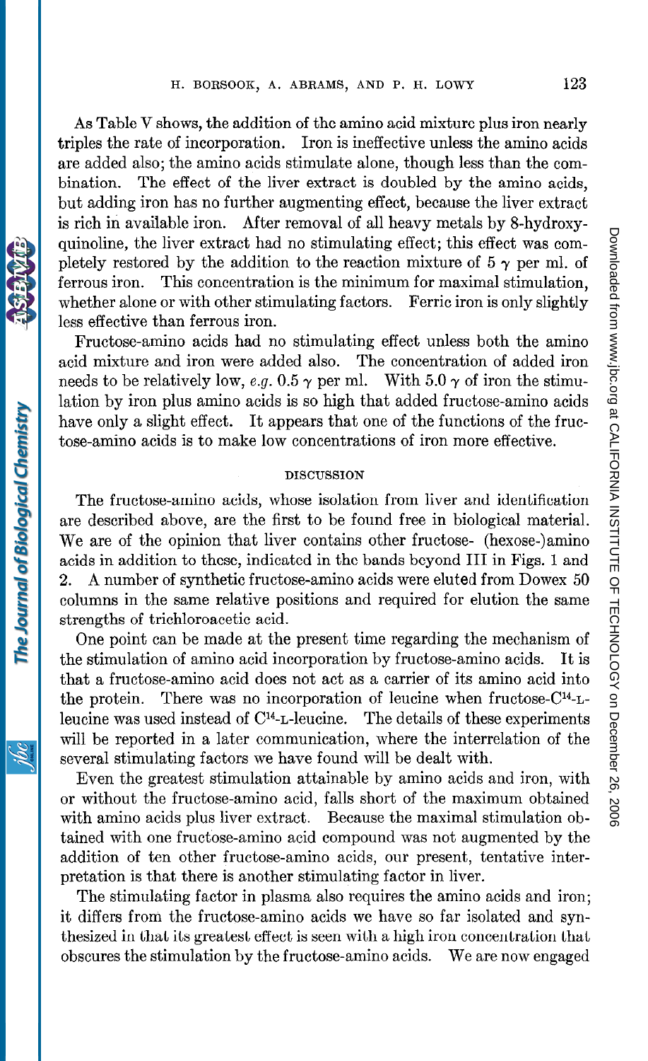As Table V shows, the addition of the amino acid mixture plus iron nearly triples the rate of incorporation. Iron is ineffective unless the amino acids are added also; the amino acids stimulate alone, though less than the combination. The effect of the liver extract is doubled by the amino acids, but adding iron has no further augmenting effect, because the liver extract is rich in available iron. After removal of all heavy metals by 8-hydroxyquinoline, the liver extract had no stimulating effect; this effect was completely restored by the addition to the reaction mixture of 5 γ per ml. of ferrous iron. This concentration is the minimum for maximal stimulation, whether alone or with other stimulating factors. Ferric iron is only slightly less effective than ferrous iron.

Fructose-amino acids had no stimulating effect unless both the amino acid mixture and iron were added also. The concentration of added iron needs to be relatively low, *e.g.* 0.5 γ per ml. With 5.0 γ of iron the stimulation by iron plus amino acids is so high that added fructose-amino acids have only a slight effect. It appears that one of the functions of the fructose-amino acids is to make low concentrations of iron more effective.

## DISCUSSION

The fructose-amino acids, whose isolation from liver and identification are described above, are the first to be found free in biological material. We are of the opinion that liver contains other fructose- (hexose-)amino acids in addition to these, indicated in the bands beyond III in Figs. 1 and 2. A number of synthetic fructose-amino acids were eluted from Dowex 50 columns in the same relative positions and required for elution the same strengths of trichloroacetic acid.

One point can be made at the present time regarding the mechanism of the stimulation of amino acid incorporation by fructose-amino acids. It is that a fructose-amino acid does not act as a carrier of its amino acid into the protein. There was no incorporation of leucine when fructose-$C^{14}$-L-leucine was used instead of $C^{14}$-L-leucine. The details of these experiments will be reported in a later communication, where the interrelation of the several stimulating factors we have found will be dealt with.

Even the greatest stimulation attainable by amino acids and iron, with or without the fructose-amino acid, falls short of the maximum obtained with amino acids plus liver extract. Because the maximal stimulation obtained with one fructose-amino acid compound was not augmented by the addition of ten other fructose-amino acids, our present, tentative interpretation is that there is another stimulating factor in liver.

The stimulating factor in plasma also requires the amino acids and iron; it differs from the fructose-amino acids we have so far isolated and synthesized in that its greatest effect is seen with a high iron concentration that obscures the stimulation by the fructose-amino acids. We are now engaged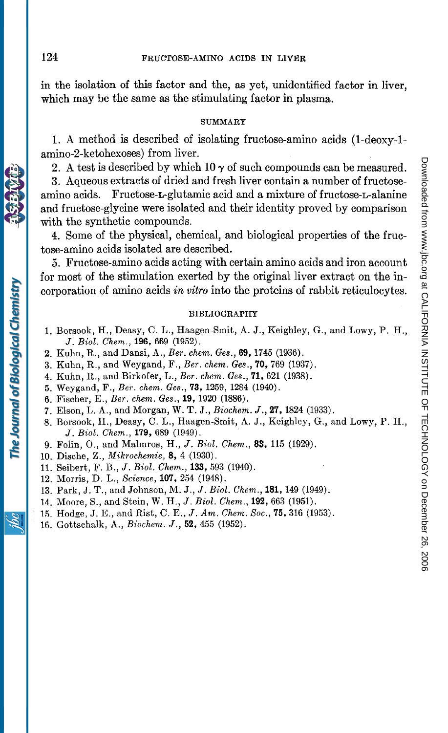in the isolation of this factor and the, as yet, unidentified factor in liver, which may be the same as the stimulating factor in plasma.

## SUMMARY

1. A method is described of isolating fructose-amino acids (1-deoxy-1-amino-2-ketohexoses) from liver.

2. A test is described by which 10 γ of such compounds can be measured.

3. Aqueous extracts of dried and fresh liver contain a number of fructose-amino acids. Fructose-L-glutamic acid and a mixture of fructose-L-alanine and fructose-glycine were isolated and their identity proved by comparison with the synthetic compounds.

4. Some of the physical, chemical, and biological properties of the fructose-amino acids isolated are described.

5. Fructose-amino acids acting with certain amino acids and iron account for most of the stimulation exerted by the original liver extract on the incorporation of amino acids *in vitro* into the proteins of rabbit reticulocytes.

## BIBLIOGRAPHY

1. Borsook, H., Deasy, C. L., Haagen-Smit, A. J., Keighley, G., and Lowy, P. H., *J. Biol. Chem.*, **196**, 669 (1952).
2. Kuhn, R., and Dansi, A., *Ber. chem. Ges.*, **69**, 1745 (1936).
3. Kuhn, R., and Weygand, F., *Ber. chem. Ges.*, **70**, 769 (1937).
4. Kuhn, R., and Birkofer, L., *Ber. chem. Ges.*, **71**, 621 (1938).
5. Weygand, F., *Ber. chem. Ges.*, **73**, 1259, 1284 (1940).
6. Fischer, E., *Ber. chem. Ges.*, **19**, 1920 (1886).
7. Elson, L. A., and Morgan, W. T. J., *Biochem. J.*, **27**, 1824 (1933).
8. Borsook, H., Deasy, C. L., Haagen-Smit, A. J., Keighley, G., and Lowy, P. H., *J. Biol. Chem.*, **179**, 689 (1949).
9. Folin, O., and Malmros, H., *J. Biol. Chem.*, **83**, 115 (1929).
10. Dische, Z., *Mikrochemie*, **8**, 4 (1930).
11. Seibert, F. B., *J. Biol. Chem.*, **133**, 593 (1940).
12. Morris, D. L., *Science*, **107**, 254 (1948).
13. Park, J. T., and Johnson, M. J., *J. Biol. Chem.*, **181**, 149 (1949).
14. Moore, S., and Stein, W. H., *J. Biol. Chem.*, **192**, 663 (1951).
15. Hodge, J. E., and Rist, C. E., *J. Am. Chem. Soc.*, **75**, 316 (1953).
16. Gottschalk, A., *Biochem. J.*, **52**, 455 (1952).